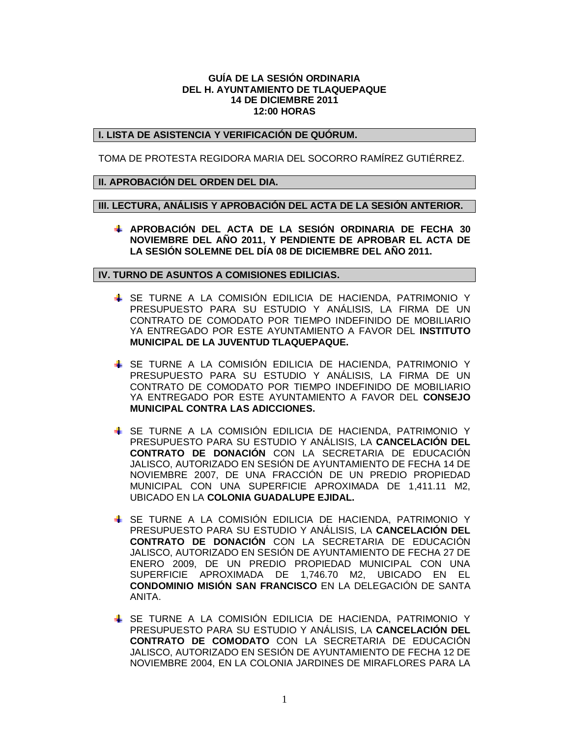**GUÍA DE LA SESIÓN ORDINARIA**
**DEL H. AYUNTAMIENTO DE TLAQUEPAQUE**
**14 DE DICIEMBRE 2011**
**12:00 HORAS**

## I. LISTA DE ASISTENCIA Y VERIFICACIÓN DE QUÓRUM.

TOMA DE PROTESTA REGIDORA MARIA DEL SOCORRO RAMÍREZ GUTIÉRREZ.

## II. APROBACIÓN DEL ORDEN DEL DIA.

## III. LECTURA, ANÁLISIS Y APROBACIÓN DEL ACTA DE LA SESIÓN ANTERIOR.

- **APROBACIÓN DEL ACTA DE LA SESIÓN ORDINARIA DE FECHA 30 NOVIEMBRE DEL AÑO 2011, Y PENDIENTE DE APROBAR EL ACTA DE LA SESIÓN SOLEMNE DEL DÍA 08 DE DICIEMBRE DEL AÑO 2011.**

## IV. TURNO DE ASUNTOS A COMISIONES EDILICIAS.

- SE TURNE A LA COMISIÓN EDILICIA DE HACIENDA, PATRIMONIO Y PRESUPUESTO PARA SU ESTUDIO Y ANÁLISIS, LA FIRMA DE UN CONTRATO DE COMODATO POR TIEMPO INDEFINIDO DE MOBILIARIO YA ENTREGADO POR ESTE AYUNTAMIENTO A FAVOR DEL **INSTITUTO MUNICIPAL DE LA JUVENTUD TLAQUEPAQUE.**

- SE TURNE A LA COMISIÓN EDILICIA DE HACIENDA, PATRIMONIO Y PRESUPUESTO PARA SU ESTUDIO Y ANÁLISIS, LA FIRMA DE UN CONTRATO DE COMODATO POR TIEMPO INDEFINIDO DE MOBILIARIO YA ENTREGADO POR ESTE AYUNTAMIENTO A FAVOR DEL **CONSEJO MUNICIPAL CONTRA LAS ADICCIONES.**

- SE TURNE A LA COMISIÓN EDILICIA DE HACIENDA, PATRIMONIO Y PRESUPUESTO PARA SU ESTUDIO Y ANÁLISIS, LA **CANCELACIÓN DEL CONTRATO DE DONACIÓN** CON LA SECRETARIA DE EDUCACIÓN JALISCO, AUTORIZADO EN SESIÓN DE AYUNTAMIENTO DE FECHA 14 DE NOVIEMBRE 2007, DE UNA FRACCIÓN DE UN PREDIO PROPIEDAD MUNICIPAL CON UNA SUPERFICIE APROXIMADA DE 1,411.11 M2, UBICADO EN LA **COLONIA GUADALUPE EJIDAL.**

- SE TURNE A LA COMISIÓN EDILICIA DE HACIENDA, PATRIMONIO Y PRESUPUESTO PARA SU ESTUDIO Y ANÁLISIS, LA **CANCELACIÓN DEL CONTRATO DE DONACIÓN** CON LA SECRETARIA DE EDUCACIÓN JALISCO, AUTORIZADO EN SESIÓN DE AYUNTAMIENTO DE FECHA 27 DE ENERO 2009, DE UN PREDIO PROPIEDAD MUNICIPAL CON UNA SUPERFICIE APROXIMADA DE 1,746.70 M2, UBICADO EN EL **CONDOMINIO MISIÓN SAN FRANCISCO** EN LA DELEGACIÓN DE SANTA ANITA.

- SE TURNE A LA COMISIÓN EDILICIA DE HACIENDA, PATRIMONIO Y PRESUPUESTO PARA SU ESTUDIO Y ANÁLISIS, LA **CANCELACIÓN DEL CONTRATO DE COMODATO** CON LA SECRETARIA DE EDUCACIÓN JALISCO, AUTORIZADO EN SESIÓN DE AYUNTAMIENTO DE FECHA 12 DE NOVIEMBRE 2004, EN LA COLONIA JARDINES DE MIRAFLORES PARA LA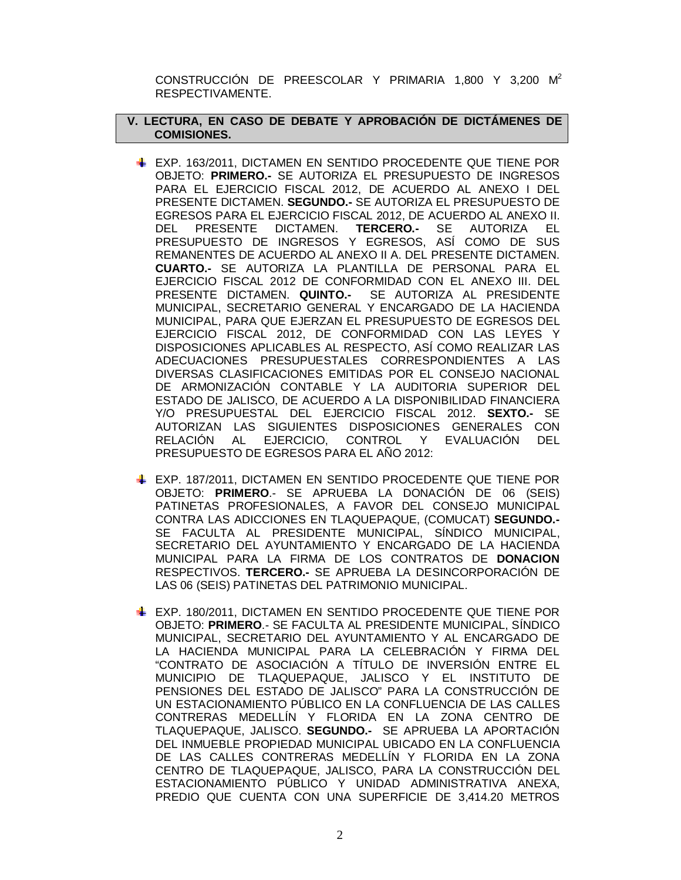CONSTRUCCIÓN DE PREESCOLAR Y PRIMARIA 1,800 Y 3,200 $M^2$ RESPECTIVAMENTE.

## V. LECTURA, EN CASO DE DEBATE Y APROBACIÓN DE DICTÁMENES DE COMISIONES.

- EXP. 163/2011, DICTAMEN EN SENTIDO PROCEDENTE QUE TIENE POR OBJETO: **PRIMERO.-** SE AUTORIZA EL PRESUPUESTO DE INGRESOS PARA EL EJERCICIO FISCAL 2012, DE ACUERDO AL ANEXO I DEL PRESENTE DICTAMEN. **SEGUNDO.-** SE AUTORIZA EL PRESUPUESTO DE EGRESOS PARA EL EJERCICIO FISCAL 2012, DE ACUERDO AL ANEXO II. DEL PRESENTE DICTAMEN. **TERCERO.-** SE AUTORIZA EL PRESUPUESTO DE INGRESOS Y EGRESOS, ASÍ COMO DE SUS REMANENTES DE ACUERDO AL ANEXO II A. DEL PRESENTE DICTAMEN. **CUARTO.-** SE AUTORIZA LA PLANTILLA DE PERSONAL PARA EL EJERCICIO FISCAL 2012 DE CONFORMIDAD CON EL ANEXO III. DEL PRESENTE DICTAMEN. **QUINTO.-** SE AUTORIZA AL PRESIDENTE MUNICIPAL, SECRETARIO GENERAL Y ENCARGADO DE LA HACIENDA MUNICIPAL, PARA QUE EJERZAN EL PRESUPUESTO DE EGRESOS DEL EJERCICIO FISCAL 2012, DE CONFORMIDAD CON LAS LEYES Y DISPOSICIONES APLICABLES AL RESPECTO, ASÍ COMO REALIZAR LAS ADECUACIONES PRESUPUESTALES CORRESPONDIENTES A LAS DIVERSAS CLASIFICACIONES EMITIDAS POR EL CONSEJO NACIONAL DE ARMONIZACIÓN CONTABLE Y LA AUDITORIA SUPERIOR DEL ESTADO DE JALISCO, DE ACUERDO A LA DISPONIBILIDAD FINANCIERA Y/O PRESUPUESTAL DEL EJERCICIO FISCAL 2012. **SEXTO.-** SE AUTORIZAN LAS SIGUIENTES DISPOSICIONES GENERALES CON RELACIÓN AL EJERCICIO, CONTROL Y EVALUACIÓN DEL PRESUPUESTO DE EGRESOS PARA EL AÑO 2012:

- EXP. 187/2011, DICTAMEN EN SENTIDO PROCEDENTE QUE TIENE POR OBJETO: **PRIMERO**.- SE APRUEBA LA DONACIÓN DE 06 (SEIS) PATINETAS PROFESIONALES, A FAVOR DEL CONSEJO MUNICIPAL CONTRA LAS ADICCIONES EN TLAQUEPAQUE, (COMUCAT) **SEGUNDO.-** SE FACULTA AL PRESIDENTE MUNICIPAL, SÍNDICO MUNICIPAL, SECRETARIO DEL AYUNTAMIENTO Y ENCARGADO DE LA HACIENDA MUNICIPAL PARA LA FIRMA DE LOS CONTRATOS DE **DONACION** RESPECTIVOS. **TERCERO.-** SE APRUEBA LA DESINCORPORACIÓN DE LAS 06 (SEIS) PATINETAS DEL PATRIMONIO MUNICIPAL.

- EXP. 180/2011, DICTAMEN EN SENTIDO PROCEDENTE QUE TIENE POR OBJETO: **PRIMERO**.- SE FACULTA AL PRESIDENTE MUNICIPAL, SÍNDICO MUNICIPAL, SECRETARIO DEL AYUNTAMIENTO Y AL ENCARGADO DE LA HACIENDA MUNICIPAL PARA LA CELEBRACIÓN Y FIRMA DEL "CONTRATO DE ASOCIACIÓN A TÍTULO DE INVERSIÓN ENTRE EL MUNICIPIO DE TLAQUEPAQUE, JALISCO Y EL INSTITUTO DE PENSIONES DEL ESTADO DE JALISCO" PARA LA CONSTRUCCIÓN DE UN ESTACIONAMIENTO PÚBLICO EN LA CONFLUENCIA DE LAS CALLES CONTRERAS MEDELLÍN Y FLORIDA EN LA ZONA CENTRO DE TLAQUEPAQUE, JALISCO. **SEGUNDO.-** SE APRUEBA LA APORTACIÓN DEL INMUEBLE PROPIEDAD MUNICIPAL UBICADO EN LA CONFLUENCIA DE LAS CALLES CONTRERAS MEDELLÍN Y FLORIDA EN LA ZONA CENTRO DE TLAQUEPAQUE, JALISCO, PARA LA CONSTRUCCIÓN DEL ESTACIONAMIENTO PÚBLICO Y UNIDAD ADMINISTRATIVA ANEXA, PREDIO QUE CUENTA CON UNA SUPERFICIE DE 3,414.20 METROS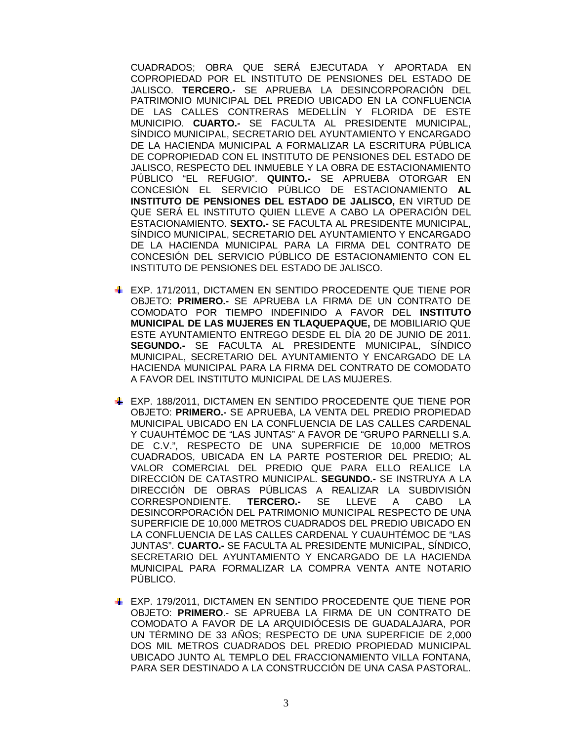CUADRADOS; OBRA QUE SERÁ EJECUTADA Y APORTADA EN COPROPIEDAD POR EL INSTITUTO DE PENSIONES DEL ESTADO DE JALISCO. **TERCERO.-** SE APRUEBA LA DESINCORPORACIÓN DEL PATRIMONIO MUNICIPAL DEL PREDIO UBICADO EN LA CONFLUENCIA DE LAS CALLES CONTRERAS MEDELLÍN Y FLORIDA DE ESTE MUNICIPIO. **CUARTO.-** SE FACULTA AL PRESIDENTE MUNICIPAL, SÍNDICO MUNICIPAL, SECRETARIO DEL AYUNTAMIENTO Y ENCARGADO DE LA HACIENDA MUNICIPAL A FORMALIZAR LA ESCRITURA PÚBLICA DE COPROPIEDAD CON EL INSTITUTO DE PENSIONES DEL ESTADO DE JALISCO, RESPECTO DEL INMUEBLE Y LA OBRA DE ESTACIONAMIENTO PÚBLICO "EL REFUGIO". **QUINTO.-** SE APRUEBA OTORGAR EN CONCESIÓN EL SERVICIO PÚBLICO DE ESTACIONAMIENTO **AL INSTITUTO DE PENSIONES DEL ESTADO DE JALISCO,** EN VIRTUD DE QUE SERÁ EL INSTITUTO QUIEN LLEVE A CABO LA OPERACIÓN DEL ESTACIONAMIENTO. **SEXTO.-** SE FACULTA AL PRESIDENTE MUNICIPAL, SÍNDICO MUNICIPAL, SECRETARIO DEL AYUNTAMIENTO Y ENCARGADO DE LA HACIENDA MUNICIPAL PARA LA FIRMA DEL CONTRATO DE CONCESIÓN DEL SERVICIO PÚBLICO DE ESTACIONAMIENTO CON EL INSTITUTO DE PENSIONES DEL ESTADO DE JALISCO.

- EXP. 171/2011, DICTAMEN EN SENTIDO PROCEDENTE QUE TIENE POR OBJETO: **PRIMERO.-** SE APRUEBA LA FIRMA DE UN CONTRATO DE COMODATO POR TIEMPO INDEFINIDO A FAVOR DEL **INSTITUTO MUNICIPAL DE LAS MUJERES EN TLAQUEPAQUE,** DE MOBILIARIO QUE ESTE AYUNTAMIENTO ENTREGO DESDE EL DÍA 20 DE JUNIO DE 2011. **SEGUNDO.-** SE FACULTA AL PRESIDENTE MUNICIPAL, SÍNDICO MUNICIPAL, SECRETARIO DEL AYUNTAMIENTO Y ENCARGADO DE LA HACIENDA MUNICIPAL PARA LA FIRMA DEL CONTRATO DE COMODATO A FAVOR DEL INSTITUTO MUNICIPAL DE LAS MUJERES.

- EXP. 188/2011, DICTAMEN EN SENTIDO PROCEDENTE QUE TIENE POR OBJETO: **PRIMERO.-** SE APRUEBA, LA VENTA DEL PREDIO PROPIEDAD MUNICIPAL UBICADO EN LA CONFLUENCIA DE LAS CALLES CARDENAL Y CUAUHTÉMOC DE "LAS JUNTAS" A FAVOR DE "GRUPO PARNELLI S.A. DE C.V.", RESPECTO DE UNA SUPERFICIE DE 10,000 METROS CUADRADOS, UBICADA EN LA PARTE POSTERIOR DEL PREDIO; AL VALOR COMERCIAL DEL PREDIO QUE PARA ELLO REALICE LA DIRECCIÓN DE CATASTRO MUNICIPAL. **SEGUNDO.-** SE INSTRUYA A LA DIRECCIÓN DE OBRAS PÚBLICAS A REALIZAR LA SUBDIVISIÓN CORRESPONDIENTE. **TERCERO.-** SE LLEVE A CABO LA DESINCORPORACIÓN DEL PATRIMONIO MUNICIPAL RESPECTO DE UNA SUPERFICIE DE 10,000 METROS CUADRADOS DEL PREDIO UBICADO EN LA CONFLUENCIA DE LAS CALLES CARDENAL Y CUAUHTÉMOC DE "LAS JUNTAS". **CUARTO.-** SE FACULTA AL PRESIDENTE MUNICIPAL, SÍNDICO, SECRETARIO DEL AYUNTAMIENTO Y ENCARGADO DE LA HACIENDA MUNICIPAL PARA FORMALIZAR LA COMPRA VENTA ANTE NOTARIO PÚBLICO.

- EXP. 179/2011, DICTAMEN EN SENTIDO PROCEDENTE QUE TIENE POR OBJETO: **PRIMERO**.- SE APRUEBA LA FIRMA DE UN CONTRATO DE COMODATO A FAVOR DE LA ARQUIDIÓCESIS DE GUADALAJARA, POR UN TÉRMINO DE 33 AÑOS; RESPECTO DE UNA SUPERFICIE DE 2,000 DOS MIL METROS CUADRADOS DEL PREDIO PROPIEDAD MUNICIPAL UBICADO JUNTO AL TEMPLO DEL FRACCIONAMIENTO VILLA FONTANA, PARA SER DESTINADO A LA CONSTRUCCIÓN DE UNA CASA PASTORAL.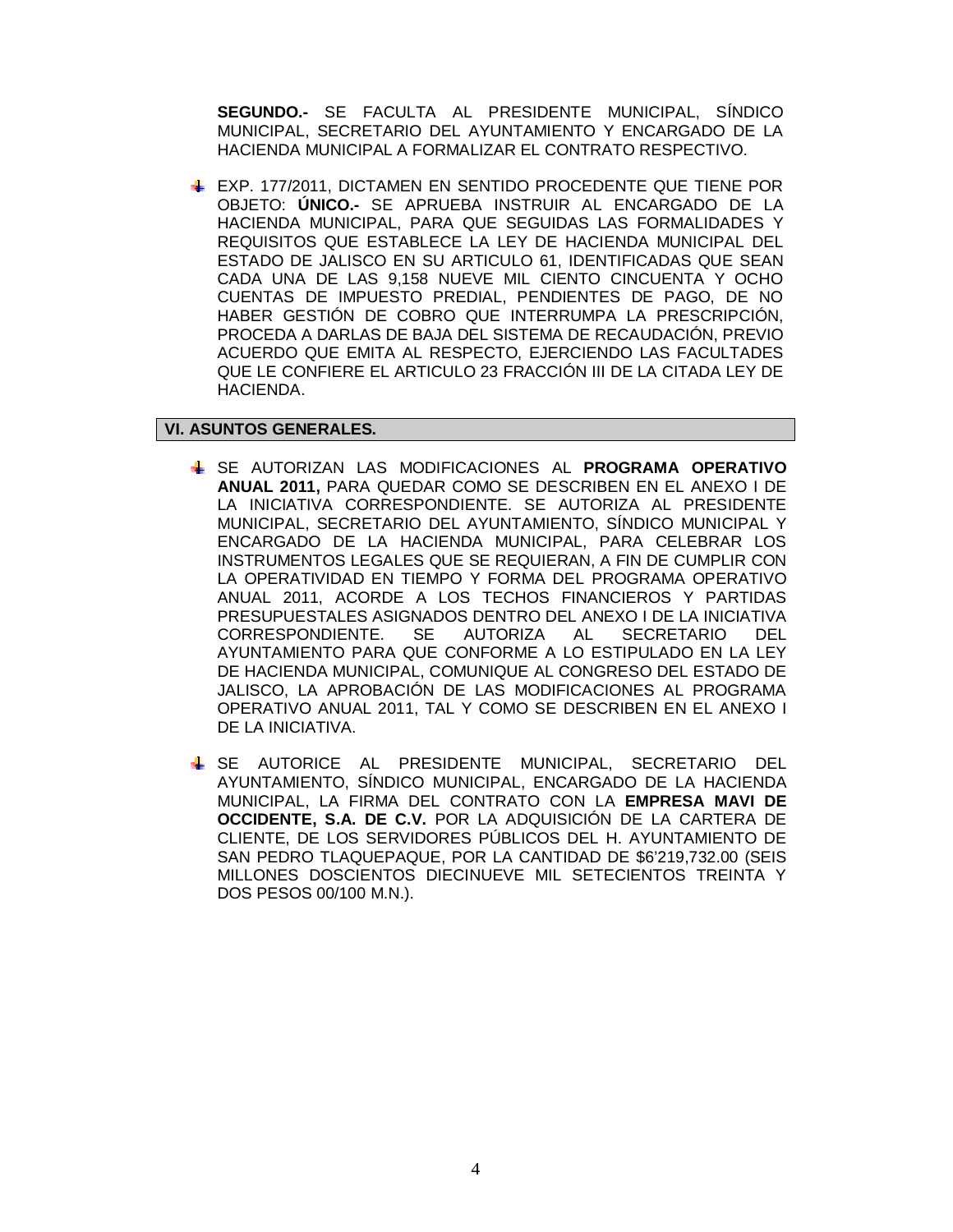**SEGUNDO.-** SE FACULTA AL PRESIDENTE MUNICIPAL, SÍNDICO MUNICIPAL, SECRETARIO DEL AYUNTAMIENTO Y ENCARGADO DE LA HACIENDA MUNICIPAL A FORMALIZAR EL CONTRATO RESPECTIVO.

- EXP. 177/2011, DICTAMEN EN SENTIDO PROCEDENTE QUE TIENE POR OBJETO: **ÚNICO.-** SE APRUEBA INSTRUIR AL ENCARGADO DE LA HACIENDA MUNICIPAL, PARA QUE SEGUIDAS LAS FORMALIDADES Y REQUISITOS QUE ESTABLECE LA LEY DE HACIENDA MUNICIPAL DEL ESTADO DE JALISCO EN SU ARTICULO 61, IDENTIFICADAS QUE SEAN CADA UNA DE LAS 9,158 NUEVE MIL CIENTO CINCUENTA Y OCHO CUENTAS DE IMPUESTO PREDIAL, PENDIENTES DE PAGO, DE NO HABER GESTIÓN DE COBRO QUE INTERRUMPA LA PRESCRIPCIÓN, PROCEDA A DARLAS DE BAJA DEL SISTEMA DE RECAUDACIÓN, PREVIO ACUERDO QUE EMITA AL RESPECTO, EJERCIENDO LAS FACULTADES QUE LE CONFIERE EL ARTICULO 23 FRACCIÓN III DE LA CITADA LEY DE HACIENDA.

## VI. ASUNTOS GENERALES.

- SE AUTORIZAN LAS MODIFICACIONES AL **PROGRAMA OPERATIVO ANUAL 2011,** PARA QUEDAR COMO SE DESCRIBEN EN EL ANEXO I DE LA INICIATIVA CORRESPONDIENTE. SE AUTORIZA AL PRESIDENTE MUNICIPAL, SECRETARIO DEL AYUNTAMIENTO, SÍNDICO MUNICIPAL Y ENCARGADO DE LA HACIENDA MUNICIPAL, PARA CELEBRAR LOS INSTRUMENTOS LEGALES QUE SE REQUIERAN, A FIN DE CUMPLIR CON LA OPERATIVIDAD EN TIEMPO Y FORMA DEL PROGRAMA OPERATIVO ANUAL 2011, ACORDE A LOS TECHOS FINANCIEROS Y PARTIDAS PRESUPUESTALES ASIGNADOS DENTRO DEL ANEXO I DE LA INICIATIVA CORRESPONDIENTE. SE AUTORIZA AL SECRETARIO DEL AYUNTAMIENTO PARA QUE CONFORME A LO ESTIPULADO EN LA LEY DE HACIENDA MUNICIPAL, COMUNIQUE AL CONGRESO DEL ESTADO DE JALISCO, LA APROBACIÓN DE LAS MODIFICACIONES AL PROGRAMA OPERATIVO ANUAL 2011, TAL Y COMO SE DESCRIBEN EN EL ANEXO I DE LA INICIATIVA.

- SE AUTORICE AL PRESIDENTE MUNICIPAL, SECRETARIO DEL AYUNTAMIENTO, SÍNDICO MUNICIPAL, ENCARGADO DE LA HACIENDA MUNICIPAL, LA FIRMA DEL CONTRATO CON LA **EMPRESA MAVI DE OCCIDENTE, S.A. DE C.V.** POR LA ADQUISICIÓN DE LA CARTERA DE CLIENTE, DE LOS SERVIDORES PÚBLICOS DEL H. AYUNTAMIENTO DE SAN PEDRO TLAQUEPAQUE, POR LA CANTIDAD DE $6'219,732.00 (SEIS MILLONES DOSCIENTOS DIECINUEVE MIL SETECIENTOS TREINTA Y DOS PESOS 00/100 M.N.).